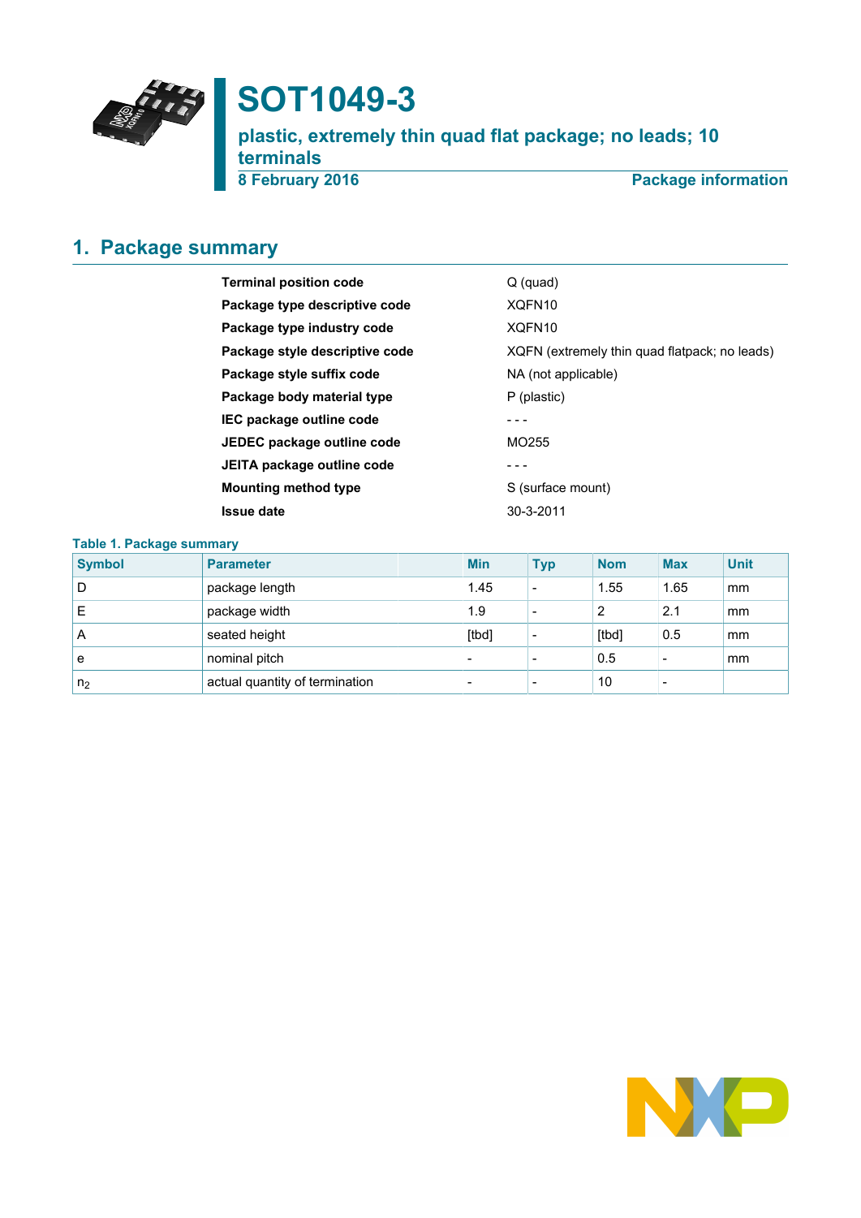# SOT1049-3

## plastic, extremely thin quad flat package; no leads; 10 terminals

**8 February 2016** **Package information**

## 1. Package summary

| | |
|---|---|
| **Terminal position code** | Q (quad) |
| **Package type descriptive code** | XQFN10 |
| **Package type industry code** | XQFN10 |
| **Package style descriptive code** | XQFN (extremely thin quad flatpack; no leads) |
| **Package style suffix code** | NA (not applicable) |
| **Package body material type** | P (plastic) |
| **IEC package outline code** | - - - |
| **JEDEC package outline code** | MO255 |
| **JEITA package outline code** | - - - |
| **Mounting method type** | S (surface mount) |
| **Issue date** | 30-3-2011 |

**Table 1. Package summary**

| Symbol | Parameter | Min | Typ | Nom | Max | Unit |
|---|---|---|---|---|---|---|
| D | package length | 1.45 | - | 1.55 | 1.65 | mm |
| E | package width | 1.9 | - | 2 | 2.1 | mm |
| A | seated height | [tbd] | - | [tbd] | 0.5 | mm |
| e | nominal pitch | - | - | 0.5 | - | mm |
| $n_2$ | actual quantity of termination | - | - | 10 | - | |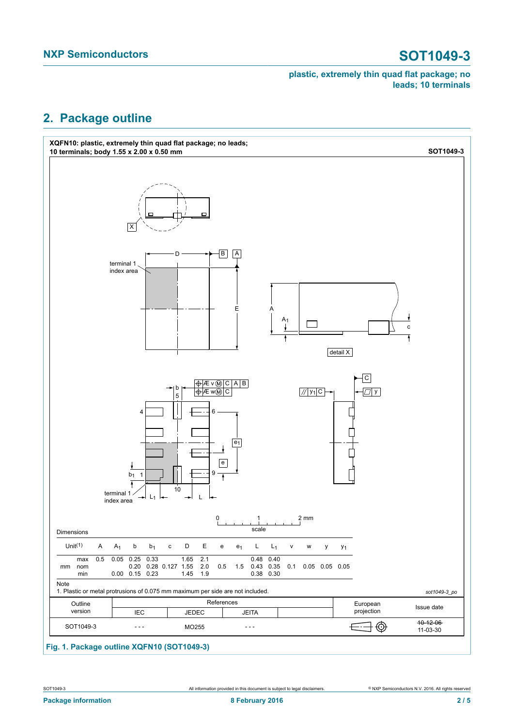## 2. Package outline

**XQFN10: plastic, extremely thin quad flat package; no leads; 10 terminals; body 1.55 x 2.00 x 0.50 mm** **SOT1049-3**

Dimensions

| Unit[1] | | A | $A_1$ | b | $b_1$ | c | D | E | e | $e_1$ | L | $L_1$ | v | w | y | $y_1$ |
|---|---|---|---|---|---|---|---|---|---|---|---|---|---|---|---|---|
| mm | max | 0.5 | 0.05 | 0.25 | 0.33 | | 1.65 | 2.1 | | | 0.48 | 0.40 | | | | |
| | nom | | | 0.20 | 0.28 | 0.127 | 1.55 | 2.0 | 0.5 | 1.5 | 0.43 | 0.35 | 0.1 | 0.05 | 0.05 | 0.05 |
| | min | | 0.00 | 0.15 | 0.23 | | 1.45 | 1.9 | | | 0.38 | 0.30 | | | | |

Note

1. Plastic or metal protrusions of 0.075 mm maximum per side are not included.

*sot1049-3_po*

| Outline version | References: IEC | References: JEDEC | References: JEITA | | European projection | Issue date |
|---|---|---|---|---|---|---|
| SOT1049-3 | --- | MO255 | --- | | | ~~10-12-06~~ 11-03-30 |

**Fig. 1. Package outline XQFN10 (SOT1049-3)**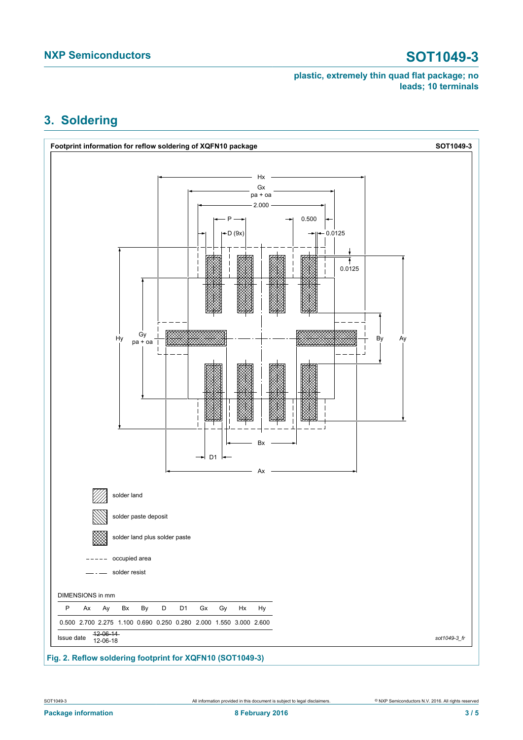## 3. Soldering

**Footprint information for reflow soldering of XQFN10 package** — **SOT1049-3**

solder land

solder paste deposit

solder land plus solder paste

occupied area

solder resist

DIMENSIONS in mm

| P | Ax | Ay | Bx | By | D | D1 | Gx | Gy | Hx | Hy |
|---|---|---|---|---|---|---|---|---|---|---|
| 0.500 | 2.700 | 2.275 | 1.100 | 0.690 | 0.250 | 0.280 | 2.000 | 1.550 | 3.000 | 2.600 |

Issue date: ~~12-06-14~~ 12-06-18

*sot1049-3_fr*

**Fig. 2. Reflow soldering footprint for XQFN10 (SOT1049-3)**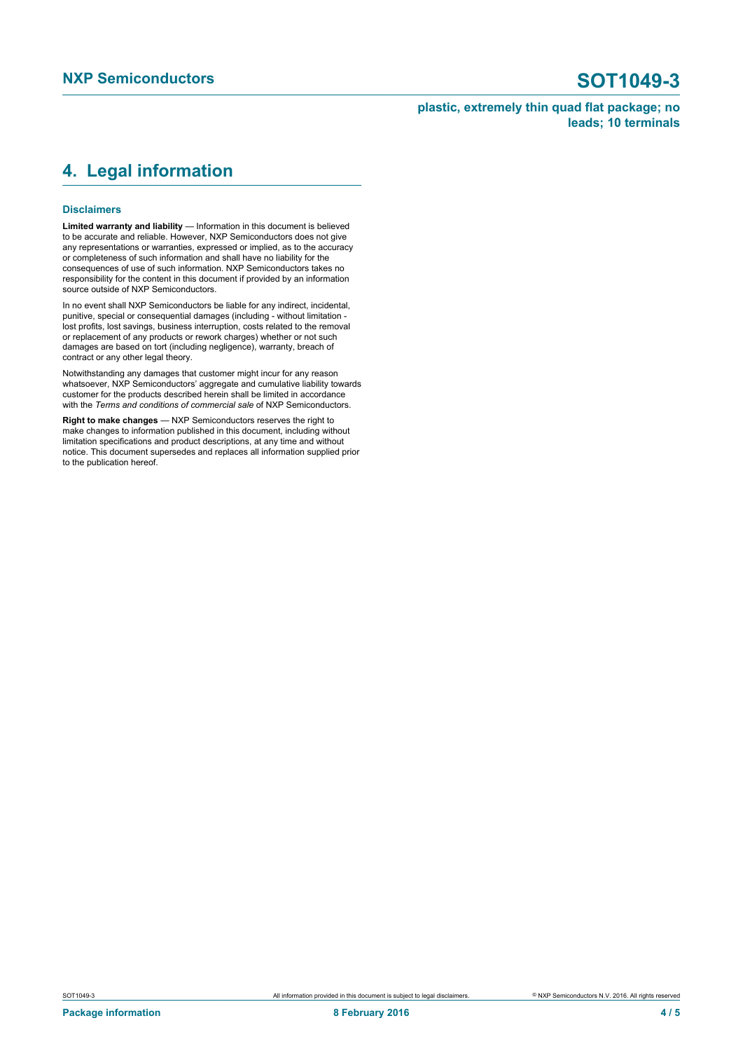## 4. Legal information

### Disclaimers

**Limited warranty and liability** — Information in this document is believed to be accurate and reliable. However, NXP Semiconductors does not give any representations or warranties, expressed or implied, as to the accuracy or completeness of such information and shall have no liability for the consequences of use of such information. NXP Semiconductors takes no responsibility for the content in this document if provided by an information source outside of NXP Semiconductors.

In no event shall NXP Semiconductors be liable for any indirect, incidental, punitive, special or consequential damages (including - without limitation - lost profits, lost savings, business interruption, costs related to the removal or replacement of any products or rework charges) whether or not such damages are based on tort (including negligence), warranty, breach of contract or any other legal theory.

Notwithstanding any damages that customer might incur for any reason whatsoever, NXP Semiconductors' aggregate and cumulative liability towards customer for the products described herein shall be limited in accordance with the *Terms and conditions of commercial sale* of NXP Semiconductors.

**Right to make changes** — NXP Semiconductors reserves the right to make changes to information published in this document, including without limitation specifications and product descriptions, at any time and without notice. This document supersedes and replaces all information supplied prior to the publication hereof.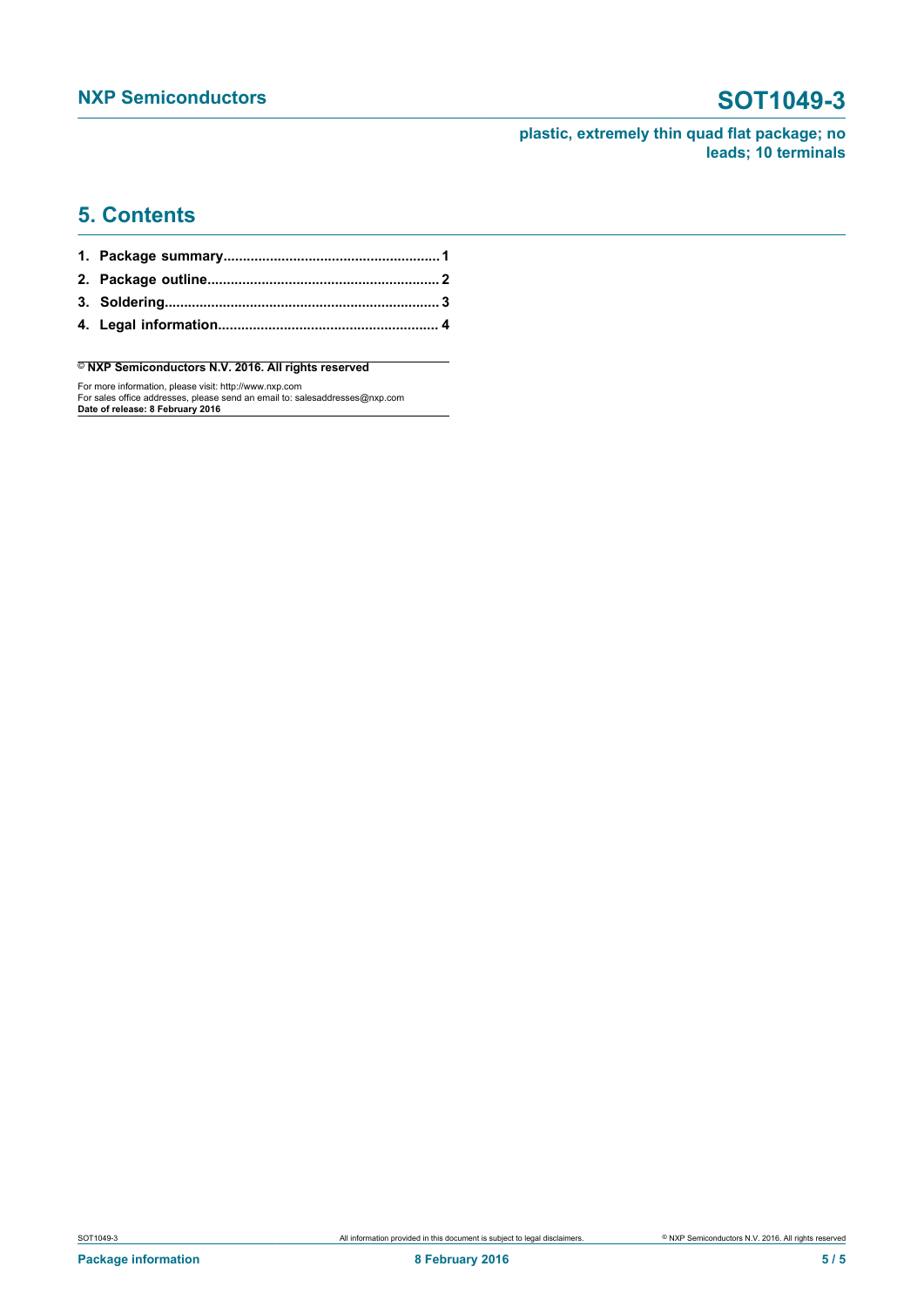# 5. Contents

1. Package summary....................................................... 1
2. Package outline........................................................... 2
3. Soldering..................................................................... 3
4. Legal information........................................................ 4

**© NXP Semiconductors N.V. 2016. All rights reserved**

For more information, please visit: http://www.nxp.com
For sales office addresses, please send an email to: salesaddresses@nxp.com
**Date of release: 8 February 2016**